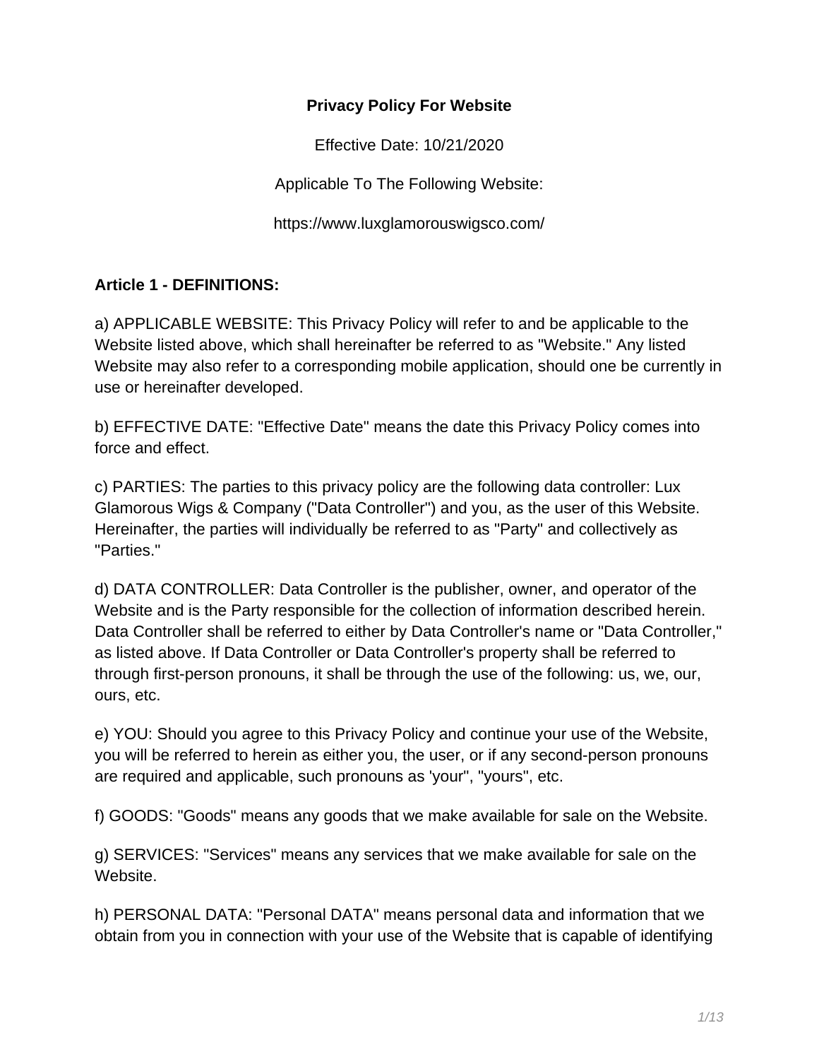**Privacy Policy For Website**

Effective Date: 10/21/2020

Applicable To The Following Website:

https://www.luxglamorouswigsco.com/

**Article 1 - DEFINITIONS:**

a) APPLICABLE WEBSITE: This Privacy Policy will refer to and be applicable to the Website listed above, which shall hereinafter be referred to as "Website." Any listed Website may also refer to a corresponding mobile application, should one be currently in use or hereinafter developed.

b) EFFECTIVE DATE: "Effective Date" means the date this Privacy Policy comes into force and effect.

c) PARTIES: The parties to this privacy policy are the following data controller: Lux Glamorous Wigs & Company ("Data Controller") and you, as the user of this Website. Hereinafter, the parties will individually be referred to as "Party" and collectively as "Parties."

d) DATA CONTROLLER: Data Controller is the publisher, owner, and operator of the Website and is the Party responsible for the collection of information described herein. Data Controller shall be referred to either by Data Controller's name or "Data Controller," as listed above. If Data Controller or Data Controller's property shall be referred to through first-person pronouns, it shall be through the use of the following: us, we, our, ours, etc.

e) YOU: Should you agree to this Privacy Policy and continue your use of the Website, you will be referred to herein as either you, the user, or if any second-person pronouns are required and applicable, such pronouns as 'your", "yours", etc.

f) GOODS: "Goods" means any goods that we make available for sale on the Website.

g) SERVICES: "Services" means any services that we make available for sale on the Website.

h) PERSONAL DATA: "Personal DATA" means personal data and information that we obtain from you in connection with your use of the Website that is capable of identifying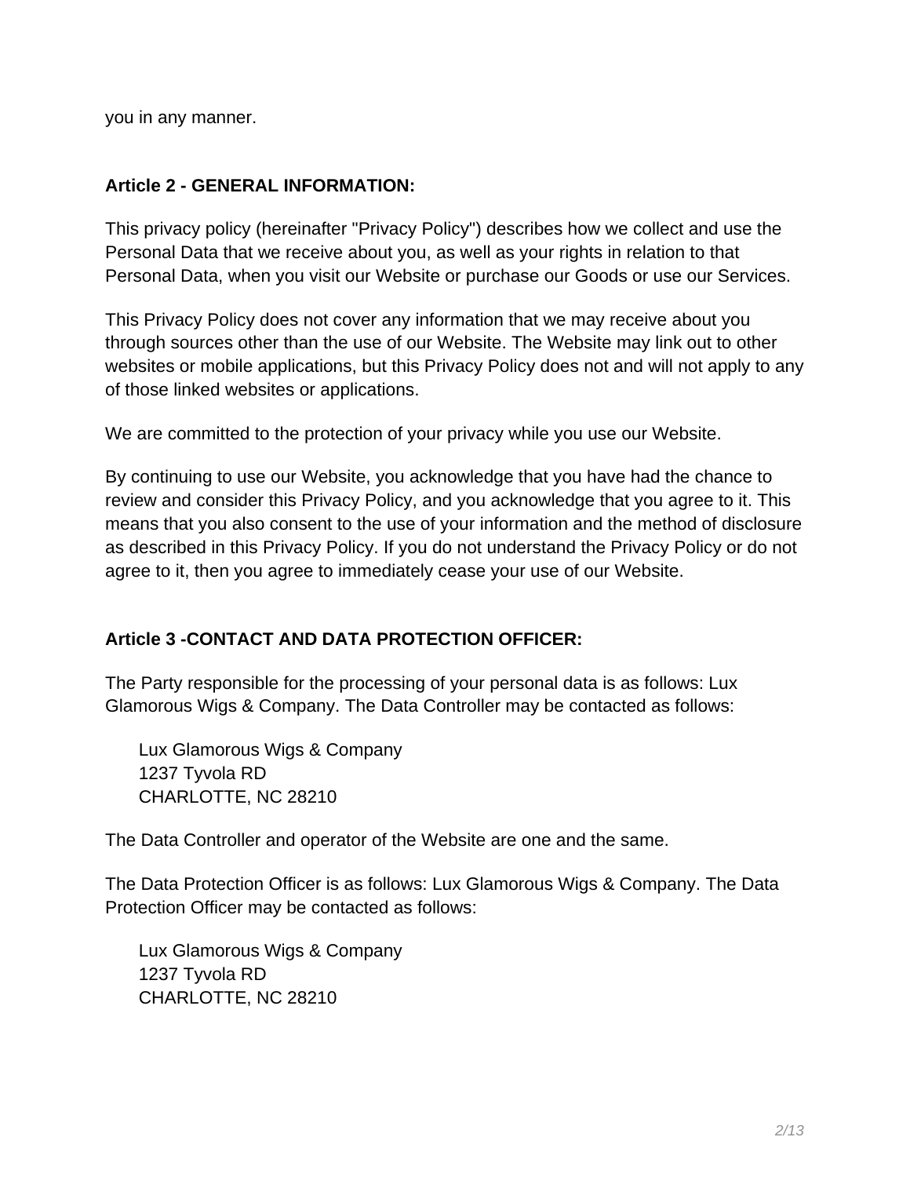you in any manner.

**Article 2 - GENERAL INFORMATION:**

This privacy policy (hereinafter "Privacy Policy") describes how we collect and use the Personal Data that we receive about you, as well as your rights in relation to that Personal Data, when you visit our Website or purchase our Goods or use our Services.

This Privacy Policy does not cover any information that we may receive about you through sources other than the use of our Website. The Website may link out to other websites or mobile applications, but this Privacy Policy does not and will not apply to any of those linked websites or applications.

We are committed to the protection of your privacy while you use our Website.

By continuing to use our Website, you acknowledge that you have had the chance to review and consider this Privacy Policy, and you acknowledge that you agree to it. This means that you also consent to the use of your information and the method of disclosure as described in this Privacy Policy. If you do not understand the Privacy Policy or do not agree to it, then you agree to immediately cease your use of our Website.

**Article 3 -CONTACT AND DATA PROTECTION OFFICER:**

The Party responsible for the processing of your personal data is as follows: Lux Glamorous Wigs & Company. The Data Controller may be contacted as follows:

Lux Glamorous Wigs & Company
1237 Tyvola RD
CHARLOTTE, NC 28210

The Data Controller and operator of the Website are one and the same.

The Data Protection Officer is as follows: Lux Glamorous Wigs & Company. The Data Protection Officer may be contacted as follows:

Lux Glamorous Wigs & Company
1237 Tyvola RD
CHARLOTTE, NC 28210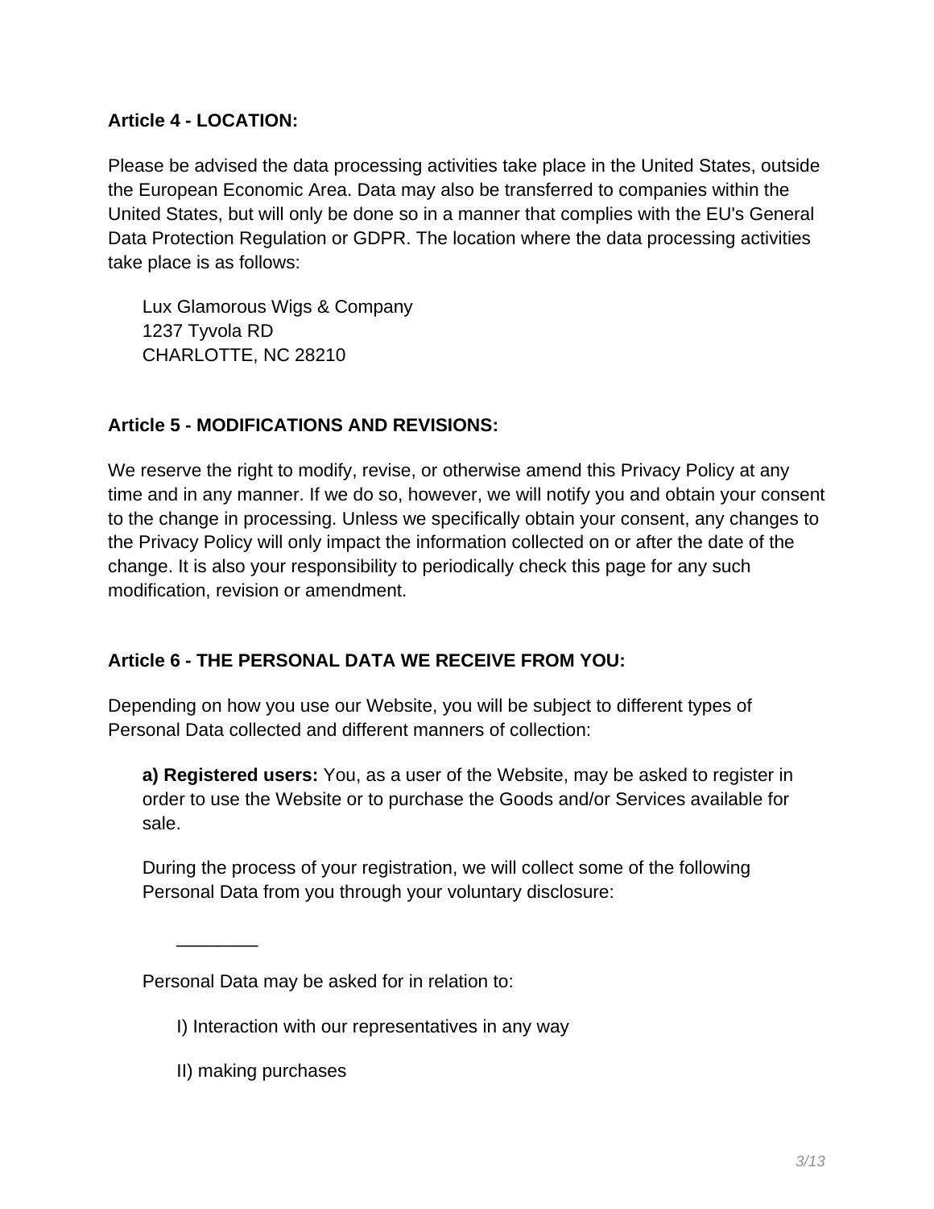**Article 4 - LOCATION:**

Please be advised the data processing activities take place in the United States, outside the European Economic Area. Data may also be transferred to companies within the United States, but will only be done so in a manner that complies with the EU's General Data Protection Regulation or GDPR. The location where the data processing activities take place is as follows:

Lux Glamorous Wigs & Company
1237 Tyvola RD
CHARLOTTE, NC 28210

**Article 5 - MODIFICATIONS AND REVISIONS:**

We reserve the right to modify, revise, or otherwise amend this Privacy Policy at any time and in any manner. If we do so, however, we will notify you and obtain your consent to the change in processing. Unless we specifically obtain your consent, any changes to the Privacy Policy will only impact the information collected on or after the date of the change. It is also your responsibility to periodically check this page for any such modification, revision or amendment.

**Article 6 - THE PERSONAL DATA WE RECEIVE FROM YOU:**

Depending on how you use our Website, you will be subject to different types of Personal Data collected and different manners of collection:

**a) Registered users:** You, as a user of the Website, may be asked to register in order to use the Website or to purchase the Goods and/or Services available for sale.

During the process of your registration, we will collect some of the following Personal Data from you through your voluntary disclosure:

________

Personal Data may be asked for in relation to:

I) Interaction with our representatives in any way

II) making purchases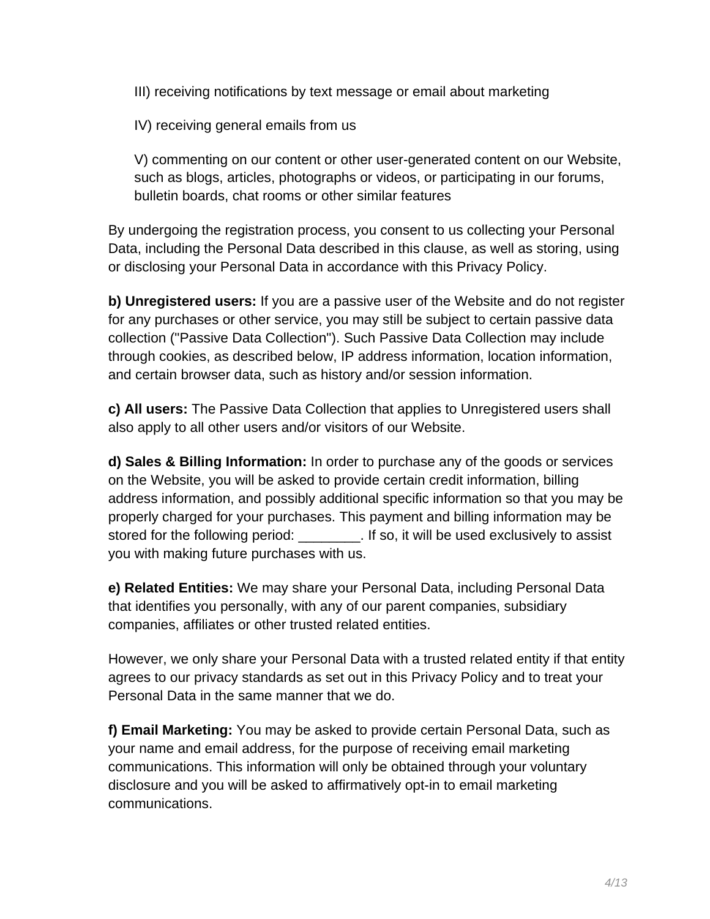III) receiving notifications by text message or email about marketing

IV) receiving general emails from us

V) commenting on our content or other user-generated content on our Website, such as blogs, articles, photographs or videos, or participating in our forums, bulletin boards, chat rooms or other similar features

By undergoing the registration process, you consent to us collecting your Personal Data, including the Personal Data described in this clause, as well as storing, using or disclosing your Personal Data in accordance with this Privacy Policy.

**b) Unregistered users:** If you are a passive user of the Website and do not register for any purchases or other service, you may still be subject to certain passive data collection ("Passive Data Collection"). Such Passive Data Collection may include through cookies, as described below, IP address information, location information, and certain browser data, such as history and/or session information.

**c) All users:** The Passive Data Collection that applies to Unregistered users shall also apply to all other users and/or visitors of our Website.

**d) Sales & Billing Information:** In order to purchase any of the goods or services on the Website, you will be asked to provide certain credit information, billing address information, and possibly additional specific information so that you may be properly charged for your purchases. This payment and billing information may be stored for the following period: ________. If so, it will be used exclusively to assist you with making future purchases with us.

**e) Related Entities:** We may share your Personal Data, including Personal Data that identifies you personally, with any of our parent companies, subsidiary companies, affiliates or other trusted related entities.

However, we only share your Personal Data with a trusted related entity if that entity agrees to our privacy standards as set out in this Privacy Policy and to treat your Personal Data in the same manner that we do.

**f) Email Marketing:** You may be asked to provide certain Personal Data, such as your name and email address, for the purpose of receiving email marketing communications. This information will only be obtained through your voluntary disclosure and you will be asked to affirmatively opt-in to email marketing communications.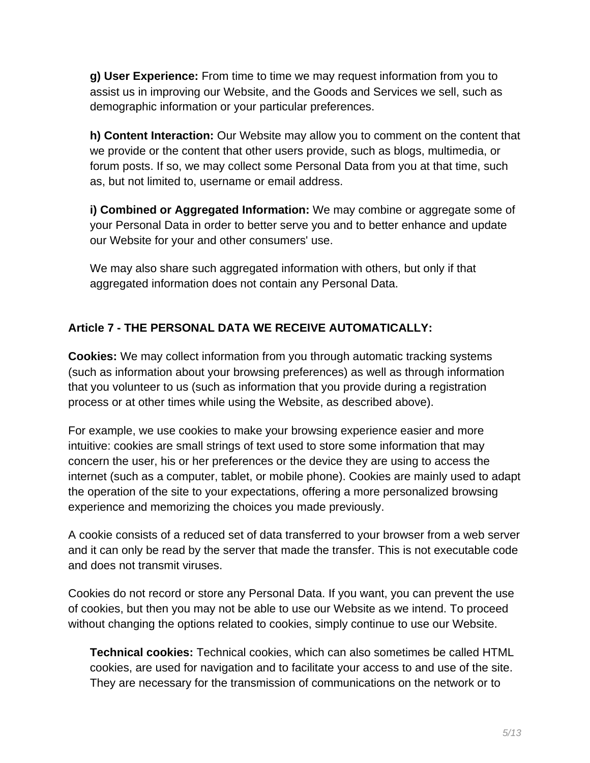**g) User Experience:** From time to time we may request information from you to assist us in improving our Website, and the Goods and Services we sell, such as demographic information or your particular preferences.

**h) Content Interaction:** Our Website may allow you to comment on the content that we provide or the content that other users provide, such as blogs, multimedia, or forum posts. If so, we may collect some Personal Data from you at that time, such as, but not limited to, username or email address.

**i) Combined or Aggregated Information:** We may combine or aggregate some of your Personal Data in order to better serve you and to better enhance and update our Website for your and other consumers' use.

We may also share such aggregated information with others, but only if that aggregated information does not contain any Personal Data.

## Article 7 - THE PERSONAL DATA WE RECEIVE AUTOMATICALLY:

**Cookies:** We may collect information from you through automatic tracking systems (such as information about your browsing preferences) as well as through information that you volunteer to us (such as information that you provide during a registration process or at other times while using the Website, as described above).

For example, we use cookies to make your browsing experience easier and more intuitive: cookies are small strings of text used to store some information that may concern the user, his or her preferences or the device they are using to access the internet (such as a computer, tablet, or mobile phone). Cookies are mainly used to adapt the operation of the site to your expectations, offering a more personalized browsing experience and memorizing the choices you made previously.

A cookie consists of a reduced set of data transferred to your browser from a web server and it can only be read by the server that made the transfer. This is not executable code and does not transmit viruses.

Cookies do not record or store any Personal Data. If you want, you can prevent the use of cookies, but then you may not be able to use our Website as we intend. To proceed without changing the options related to cookies, simply continue to use our Website.

**Technical cookies:** Technical cookies, which can also sometimes be called HTML cookies, are used for navigation and to facilitate your access to and use of the site. They are necessary for the transmission of communications on the network or to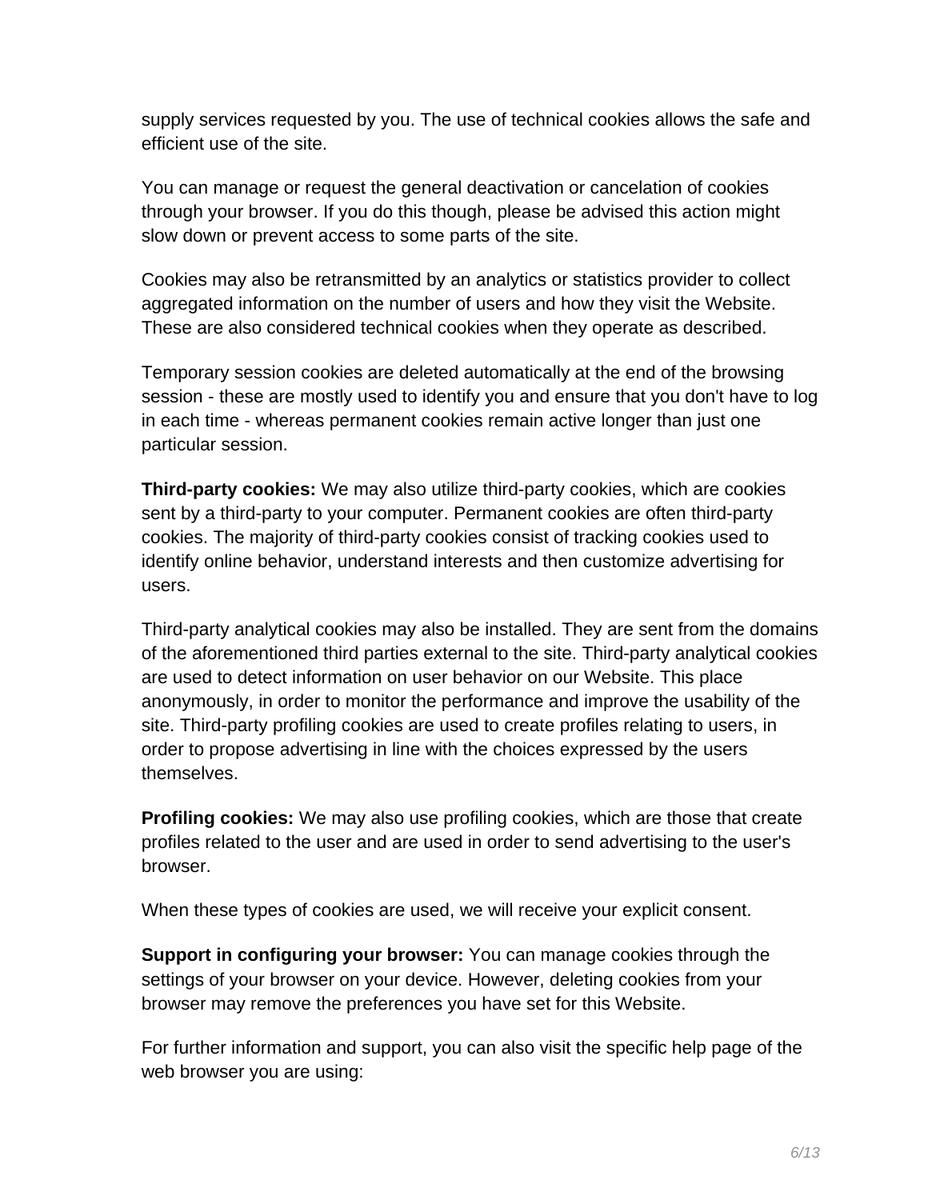supply services requested by you. The use of technical cookies allows the safe and efficient use of the site.

You can manage or request the general deactivation or cancelation of cookies through your browser. If you do this though, please be advised this action might slow down or prevent access to some parts of the site.

Cookies may also be retransmitted by an analytics or statistics provider to collect aggregated information on the number of users and how they visit the Website. These are also considered technical cookies when they operate as described.

Temporary session cookies are deleted automatically at the end of the browsing session - these are mostly used to identify you and ensure that you don't have to log in each time - whereas permanent cookies remain active longer than just one particular session.

**Third-party cookies:** We may also utilize third-party cookies, which are cookies sent by a third-party to your computer. Permanent cookies are often third-party cookies. The majority of third-party cookies consist of tracking cookies used to identify online behavior, understand interests and then customize advertising for users.

Third-party analytical cookies may also be installed. They are sent from the domains of the aforementioned third parties external to the site. Third-party analytical cookies are used to detect information on user behavior on our Website. This place anonymously, in order to monitor the performance and improve the usability of the site. Third-party profiling cookies are used to create profiles relating to users, in order to propose advertising in line with the choices expressed by the users themselves.

**Profiling cookies:** We may also use profiling cookies, which are those that create profiles related to the user and are used in order to send advertising to the user's browser.

When these types of cookies are used, we will receive your explicit consent.

**Support in configuring your browser:** You can manage cookies through the settings of your browser on your device. However, deleting cookies from your browser may remove the preferences you have set for this Website.

For further information and support, you can also visit the specific help page of the web browser you are using: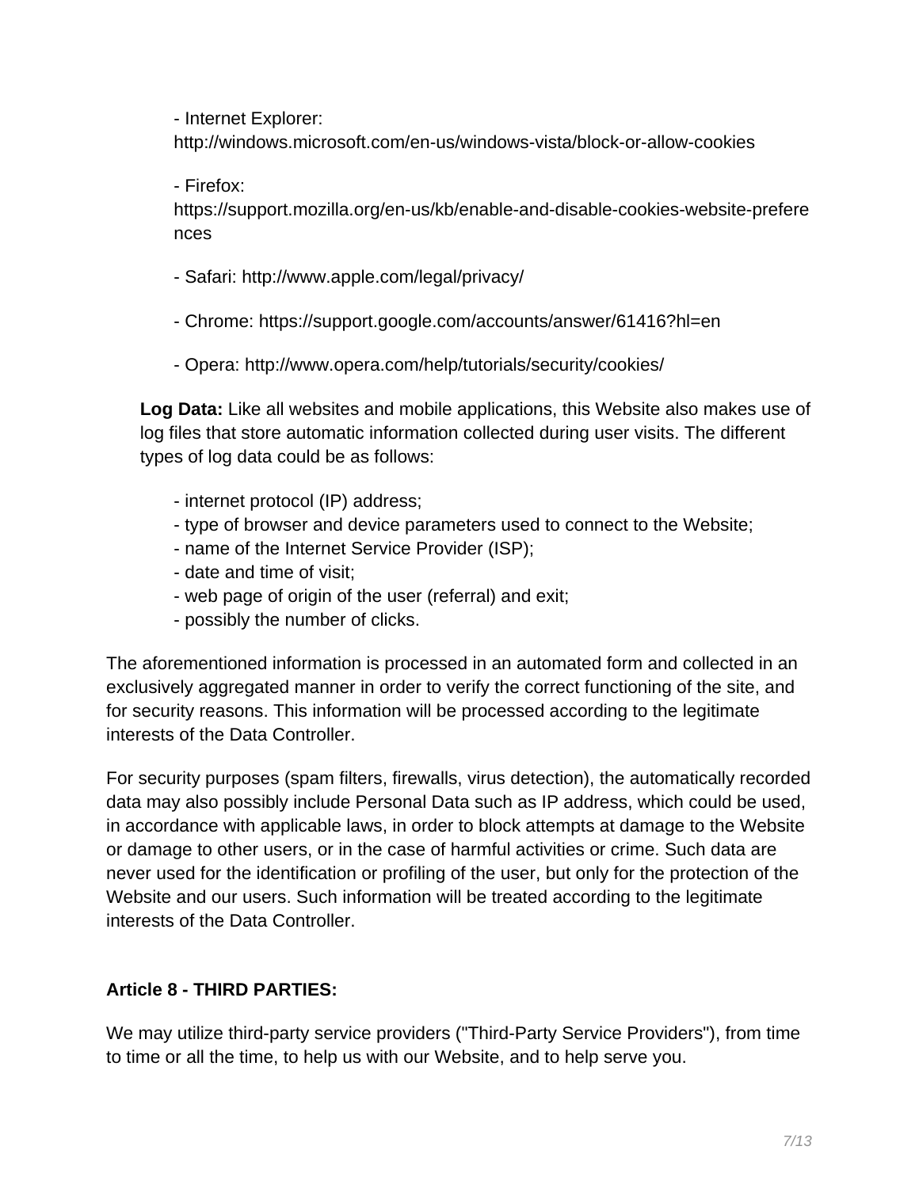- Internet Explorer: http://windows.microsoft.com/en-us/windows-vista/block-or-allow-cookies

- Firefox: https://support.mozilla.org/en-us/kb/enable-and-disable-cookies-website-preferences

- Safari: http://www.apple.com/legal/privacy/

- Chrome: https://support.google.com/accounts/answer/61416?hl=en

- Opera: http://www.opera.com/help/tutorials/security/cookies/

**Log Data:** Like all websites and mobile applications, this Website also makes use of log files that store automatic information collected during user visits. The different types of log data could be as follows:

- internet protocol (IP) address;
- type of browser and device parameters used to connect to the Website;
- name of the Internet Service Provider (ISP);
- date and time of visit;
- web page of origin of the user (referral) and exit;
- possibly the number of clicks.

The aforementioned information is processed in an automated form and collected in an exclusively aggregated manner in order to verify the correct functioning of the site, and for security reasons. This information will be processed according to the legitimate interests of the Data Controller.

For security purposes (spam filters, firewalls, virus detection), the automatically recorded data may also possibly include Personal Data such as IP address, which could be used, in accordance with applicable laws, in order to block attempts at damage to the Website or damage to other users, or in the case of harmful activities or crime. Such data are never used for the identification or profiling of the user, but only for the protection of the Website and our users. Such information will be treated according to the legitimate interests of the Data Controller.

## Article 8 - THIRD PARTIES:

We may utilize third-party service providers ("Third-Party Service Providers"), from time to time or all the time, to help us with our Website, and to help serve you.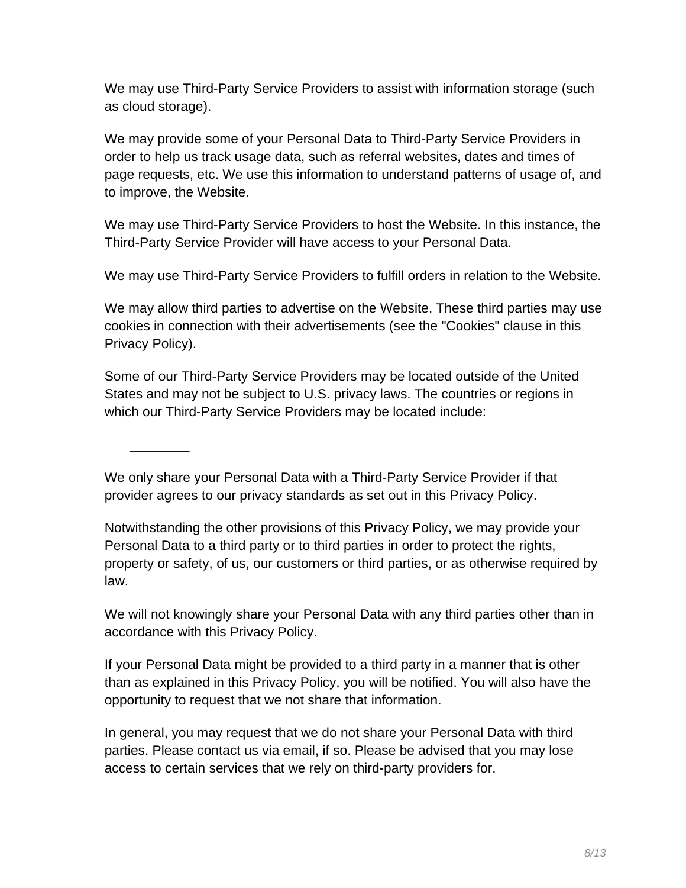We may use Third-Party Service Providers to assist with information storage (such as cloud storage).

We may provide some of your Personal Data to Third-Party Service Providers in order to help us track usage data, such as referral websites, dates and times of page requests, etc. We use this information to understand patterns of usage of, and to improve, the Website.

We may use Third-Party Service Providers to host the Website. In this instance, the Third-Party Service Provider will have access to your Personal Data.

We may use Third-Party Service Providers to fulfill orders in relation to the Website.

We may allow third parties to advertise on the Website. These third parties may use cookies in connection with their advertisements (see the "Cookies" clause in this Privacy Policy).

Some of our Third-Party Service Providers may be located outside of the United States and may not be subject to U.S. privacy laws. The countries or regions in which our Third-Party Service Providers may be located include:

________

We only share your Personal Data with a Third-Party Service Provider if that provider agrees to our privacy standards as set out in this Privacy Policy.

Notwithstanding the other provisions of this Privacy Policy, we may provide your Personal Data to a third party or to third parties in order to protect the rights, property or safety, of us, our customers or third parties, or as otherwise required by law.

We will not knowingly share your Personal Data with any third parties other than in accordance with this Privacy Policy.

If your Personal Data might be provided to a third party in a manner that is other than as explained in this Privacy Policy, you will be notified. You will also have the opportunity to request that we not share that information.

In general, you may request that we do not share your Personal Data with third parties. Please contact us via email, if so. Please be advised that you may lose access to certain services that we rely on third-party providers for.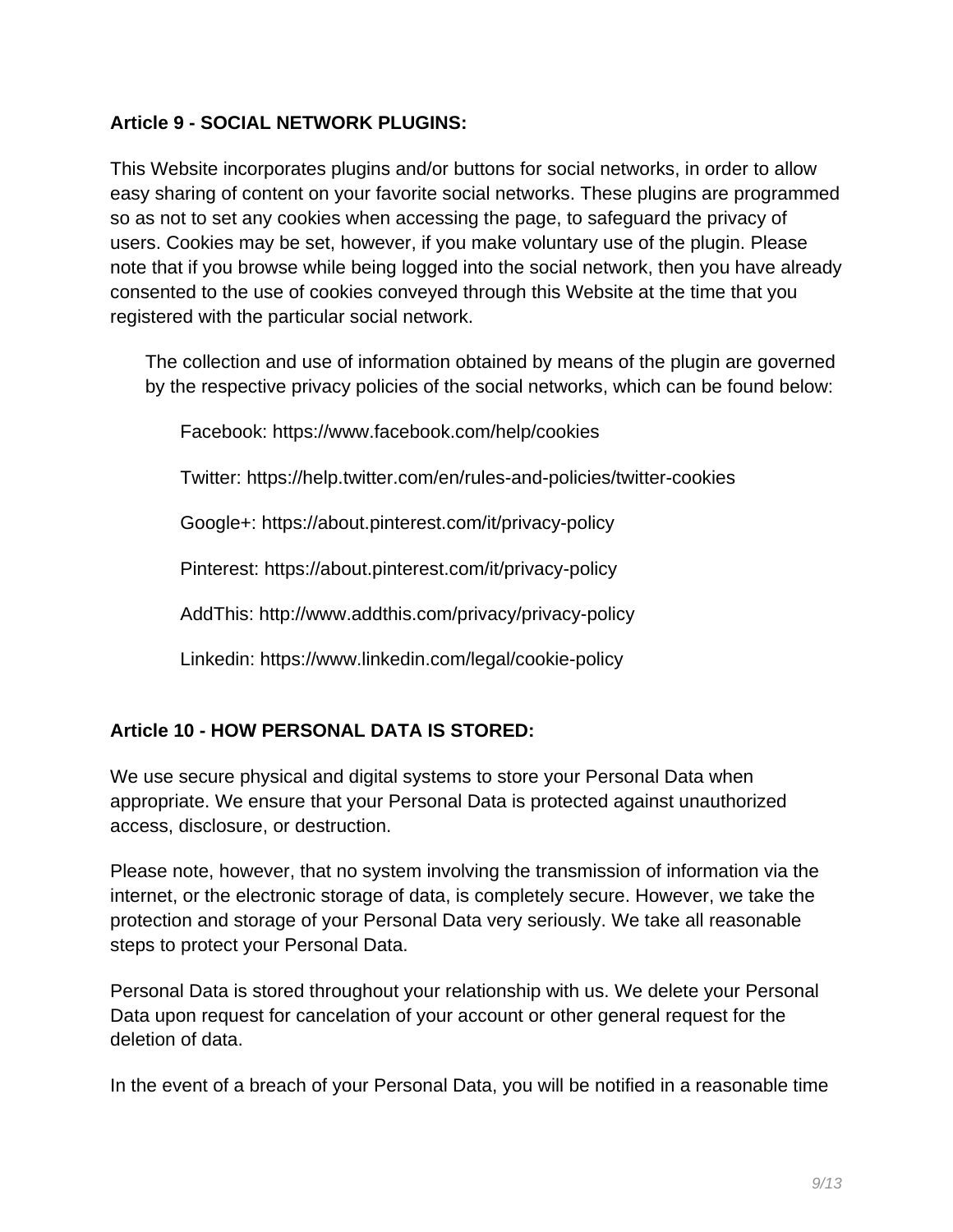**Article 9 - SOCIAL NETWORK PLUGINS:**

This Website incorporates plugins and/or buttons for social networks, in order to allow easy sharing of content on your favorite social networks. These plugins are programmed so as not to set any cookies when accessing the page, to safeguard the privacy of users. Cookies may be set, however, if you make voluntary use of the plugin. Please note that if you browse while being logged into the social network, then you have already consented to the use of cookies conveyed through this Website at the time that you registered with the particular social network.

The collection and use of information obtained by means of the plugin are governed by the respective privacy policies of the social networks, which can be found below:

Facebook: https://www.facebook.com/help/cookies

Twitter: https://help.twitter.com/en/rules-and-policies/twitter-cookies

Google+: https://about.pinterest.com/it/privacy-policy

Pinterest: https://about.pinterest.com/it/privacy-policy

AddThis: http://www.addthis.com/privacy/privacy-policy

Linkedin: https://www.linkedin.com/legal/cookie-policy

**Article 10 - HOW PERSONAL DATA IS STORED:**

We use secure physical and digital systems to store your Personal Data when appropriate. We ensure that your Personal Data is protected against unauthorized access, disclosure, or destruction.

Please note, however, that no system involving the transmission of information via the internet, or the electronic storage of data, is completely secure. However, we take the protection and storage of your Personal Data very seriously. We take all reasonable steps to protect your Personal Data.

Personal Data is stored throughout your relationship with us. We delete your Personal Data upon request for cancelation of your account or other general request for the deletion of data.

In the event of a breach of your Personal Data, you will be notified in a reasonable time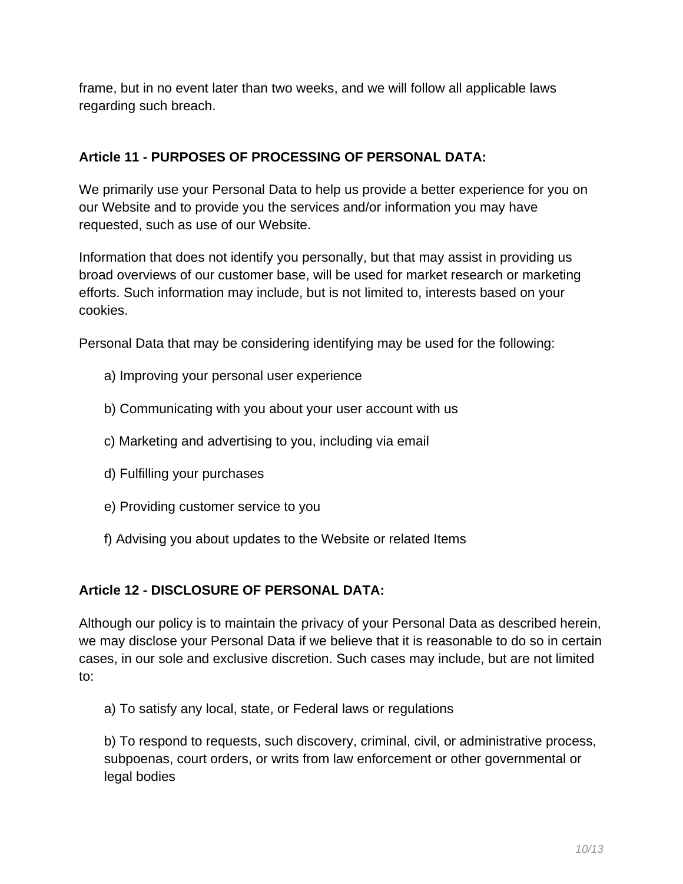frame, but in no event later than two weeks, and we will follow all applicable laws regarding such breach.

**Article 11 - PURPOSES OF PROCESSING OF PERSONAL DATA:**

We primarily use your Personal Data to help us provide a better experience for you on our Website and to provide you the services and/or information you may have requested, such as use of our Website.

Information that does not identify you personally, but that may assist in providing us broad overviews of our customer base, will be used for market research or marketing efforts. Such information may include, but is not limited to, interests based on your cookies.

Personal Data that may be considering identifying may be used for the following:

a) Improving your personal user experience

b) Communicating with you about your user account with us

c) Marketing and advertising to you, including via email

d) Fulfilling your purchases

e) Providing customer service to you

f) Advising you about updates to the Website or related Items

**Article 12 - DISCLOSURE OF PERSONAL DATA:**

Although our policy is to maintain the privacy of your Personal Data as described herein, we may disclose your Personal Data if we believe that it is reasonable to do so in certain cases, in our sole and exclusive discretion. Such cases may include, but are not limited to:

a) To satisfy any local, state, or Federal laws or regulations

b) To respond to requests, such discovery, criminal, civil, or administrative process, subpoenas, court orders, or writs from law enforcement or other governmental or legal bodies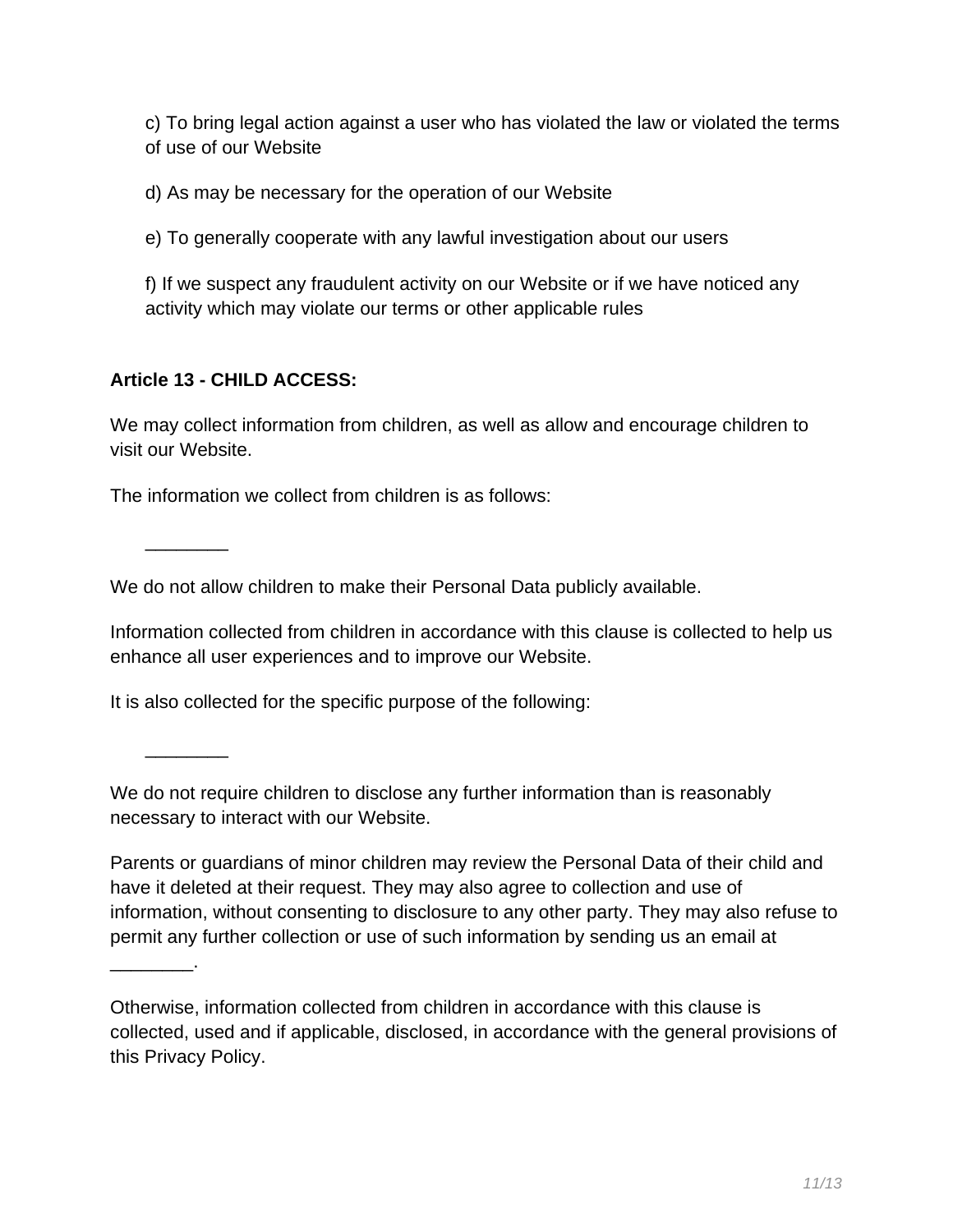c) To bring legal action against a user who has violated the law or violated the terms of use of our Website

d) As may be necessary for the operation of our Website

e) To generally cooperate with any lawful investigation about our users

f) If we suspect any fraudulent activity on our Website or if we have noticed any activity which may violate our terms or other applicable rules

**Article 13 - CHILD ACCESS:**

We may collect information from children, as well as allow and encourage children to visit our Website.

The information we collect from children is as follows:

________

We do not allow children to make their Personal Data publicly available.

Information collected from children in accordance with this clause is collected to help us enhance all user experiences and to improve our Website.

It is also collected for the specific purpose of the following:

________

We do not require children to disclose any further information than is reasonably necessary to interact with our Website.

Parents or guardians of minor children may review the Personal Data of their child and have it deleted at their request. They may also agree to collection and use of information, without consenting to disclosure to any other party. They may also refuse to permit any further collection or use of such information by sending us an email at ________.

Otherwise, information collected from children in accordance with this clause is collected, used and if applicable, disclosed, in accordance with the general provisions of this Privacy Policy.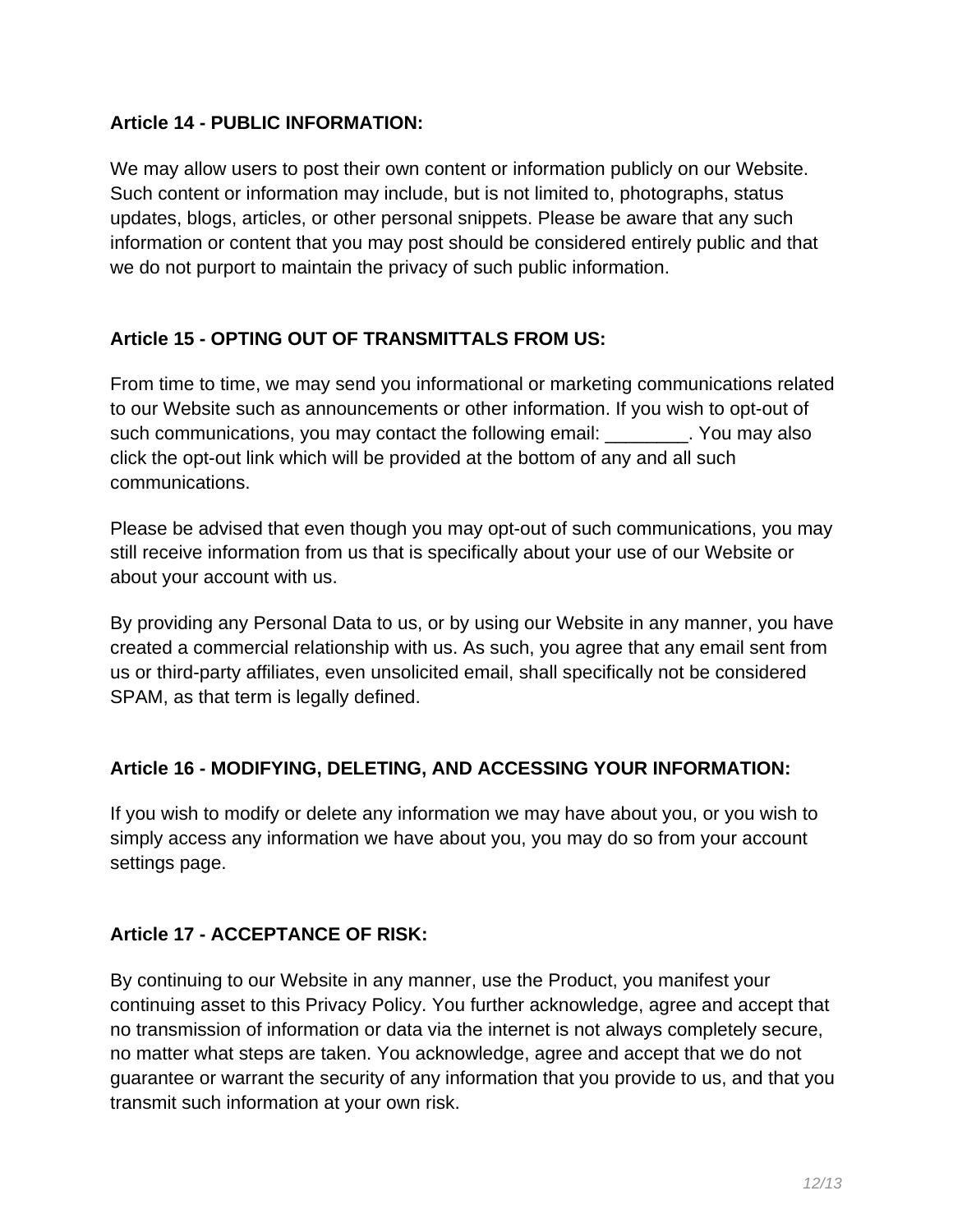**Article 14 - PUBLIC INFORMATION:**

We may allow users to post their own content or information publicly on our Website. Such content or information may include, but is not limited to, photographs, status updates, blogs, articles, or other personal snippets. Please be aware that any such information or content that you may post should be considered entirely public and that we do not purport to maintain the privacy of such public information.

**Article 15 - OPTING OUT OF TRANSMITTALS FROM US:**

From time to time, we may send you informational or marketing communications related to our Website such as announcements or other information. If you wish to opt-out of such communications, you may contact the following email: ________. You may also click the opt-out link which will be provided at the bottom of any and all such communications.

Please be advised that even though you may opt-out of such communications, you may still receive information from us that is specifically about your use of our Website or about your account with us.

By providing any Personal Data to us, or by using our Website in any manner, you have created a commercial relationship with us. As such, you agree that any email sent from us or third-party affiliates, even unsolicited email, shall specifically not be considered SPAM, as that term is legally defined.

**Article 16 - MODIFYING, DELETING, AND ACCESSING YOUR INFORMATION:**

If you wish to modify or delete any information we may have about you, or you wish to simply access any information we have about you, you may do so from your account settings page.

**Article 17 - ACCEPTANCE OF RISK:**

By continuing to our Website in any manner, use the Product, you manifest your continuing asset to this Privacy Policy. You further acknowledge, agree and accept that no transmission of information or data via the internet is not always completely secure, no matter what steps are taken. You acknowledge, agree and accept that we do not guarantee or warrant the security of any information that you provide to us, and that you transmit such information at your own risk.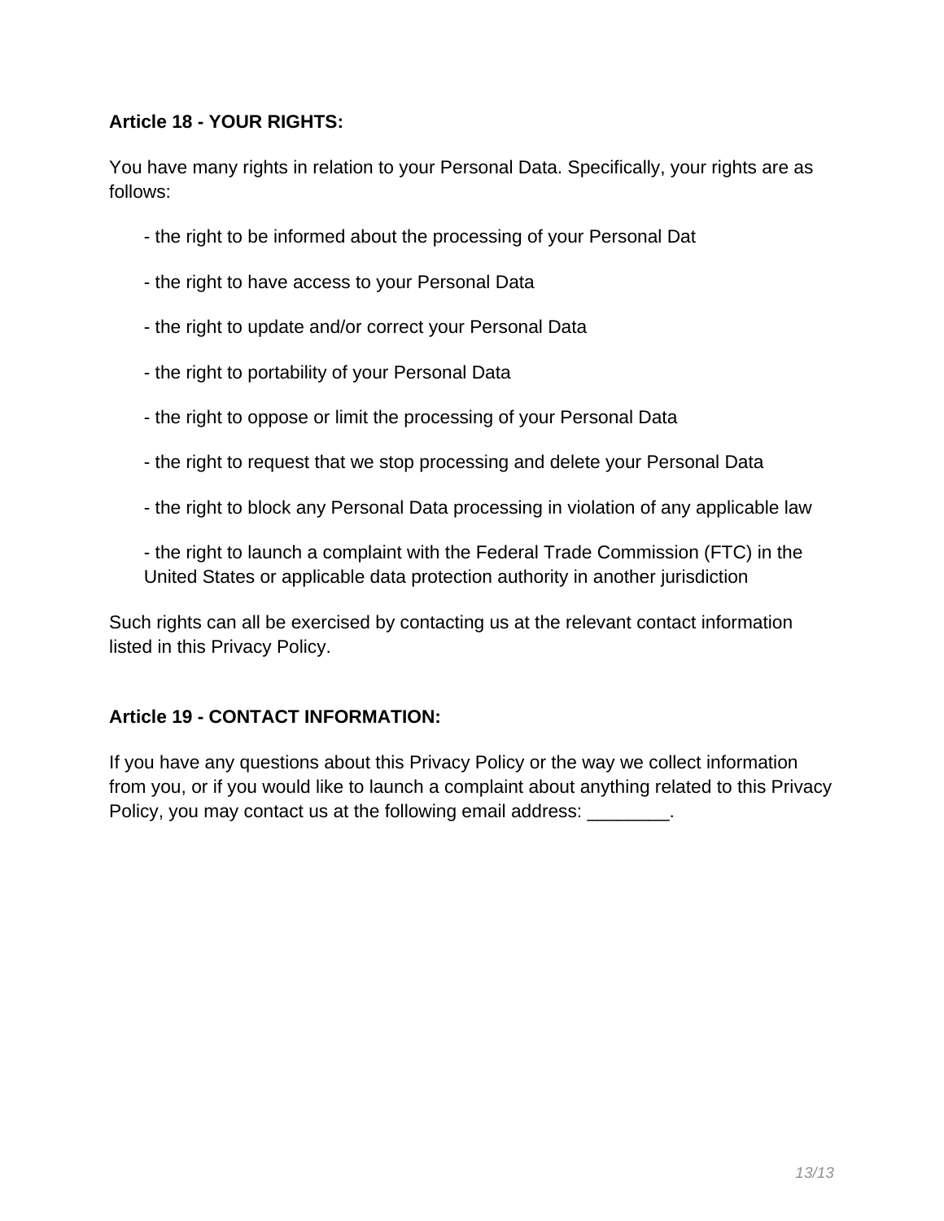**Article 18 - YOUR RIGHTS:**

You have many rights in relation to your Personal Data. Specifically, your rights are as follows:

- the right to be informed about the processing of your Personal Dat
- the right to have access to your Personal Data
- the right to update and/or correct your Personal Data
- the right to portability of your Personal Data
- the right to oppose or limit the processing of your Personal Data
- the right to request that we stop processing and delete your Personal Data
- the right to block any Personal Data processing in violation of any applicable law
- the right to launch a complaint with the Federal Trade Commission (FTC) in the United States or applicable data protection authority in another jurisdiction

Such rights can all be exercised by contacting us at the relevant contact information listed in this Privacy Policy.

**Article 19 - CONTACT INFORMATION:**

If you have any questions about this Privacy Policy or the way we collect information from you, or if you would like to launch a complaint about anything related to this Privacy Policy, you may contact us at the following email address: ________.